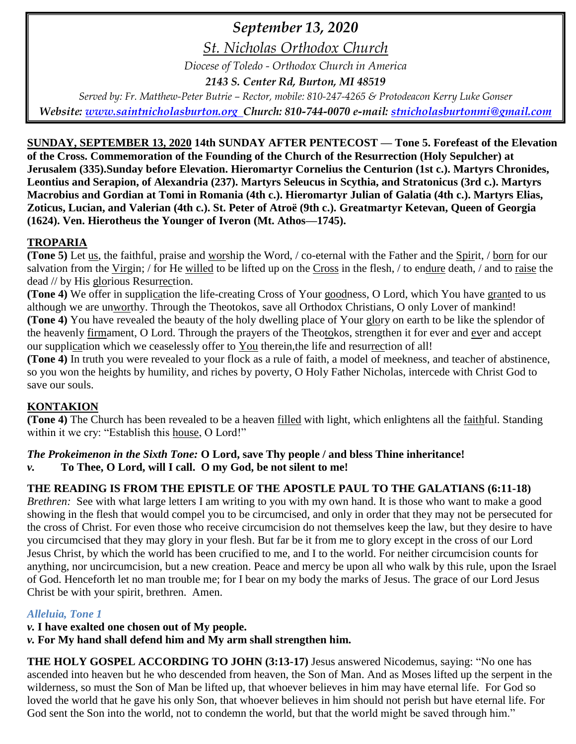*September 13, 2020*

*St. Nicholas Orthodox Church*

*Diocese of Toledo - Orthodox Church in America*

***2143 S. Center Rd, Burton, MI 48519***

*Served by: Fr. Matthew-Peter Butrie – Rector, mobile: 810-247-4265 & Protodeacon Kerry Luke Gonser*

***Website: www.saintnicholasburton.org Church: 810-744-0070 e-mail: stnicholasburtonmi@gmail.com***

**SUNDAY, SEPTEMBER 13, 2020 14th SUNDAY AFTER PENTECOST — Tone 5. Forefeast of the Elevation of the Cross. Commemoration of the Founding of the Church of the Resurrection (Holy Sepulcher) at Jerusalem (335).Sunday before Elevation. Hieromartyr Cornelius the Centurion (1st c.). Martyrs Chronides, Leontius and Serapion, of Alexandria (237). Martyrs Seleucus in Scythia, and Stratonicus (3rd c.). Martyrs Macrobius and Gordian at Tomi in Romania (4th c.). Hieromartyr Julian of Galatia (4th c.). Martyrs Elias, Zoticus, Lucian, and Valerian (4th c.). St. Peter of Atroë (9th c.). Greatmartyr Ketevan, Queen of Georgia (1624). Ven. Hierotheus the Younger of Iveron (Mt. Athos—1745).**

## TROPARIA

**(Tone 5)** Let us, the faithful, praise and worship the Word, / co-eternal with the Father and the Spirit, / born for our salvation from the Virgin; / for He willed to be lifted up on the Cross in the flesh, / to endure death, / and to raise the dead // by His glorious Resurrection.

**(Tone 4)** We offer in supplication the life-creating Cross of Your goodness, O Lord, which You have granted to us although we are unworthy. Through the Theotokos, save all Orthodox Christians, O only Lover of mankind!

**(Tone 4)** You have revealed the beauty of the holy dwelling place of Your glory on earth to be like the splendor of the heavenly firmament, O Lord. Through the prayers of the Theotokos, strengthen it for ever and ever and accept our supplication which we ceaselessly offer to You therein,the life and resurrection of all!

**(Tone 4)** In truth you were revealed to your flock as a rule of faith, a model of meekness, and teacher of abstinence, so you won the heights by humility, and riches by poverty, O Holy Father Nicholas, intercede with Christ God to save our souls.

## KONTAKION

**(Tone 4)** The Church has been revealed to be a heaven filled with light, which enlightens all the faithful. Standing within it we cry: "Establish this house, O Lord!"

***The Prokeimenon in the Sixth Tone:*** **O Lord, save Thy people / and bless Thine inheritance!**

***v.*** **To Thee, O Lord, will I call. O my God, be not silent to me!**

**THE READING IS FROM THE EPISTLE OF THE APOSTLE PAUL TO THE GALATIANS (6:11-18)**

*Brethren:* See with what large letters I am writing to you with my own hand. It is those who want to make a good showing in the flesh that would compel you to be circumcised, and only in order that they may not be persecuted for the cross of Christ. For even those who receive circumcision do not themselves keep the law, but they desire to have you circumcised that they may glory in your flesh. But far be it from me to glory except in the cross of our Lord Jesus Christ, by which the world has been crucified to me, and I to the world. For neither circumcision counts for anything, nor uncircumcision, but a new creation. Peace and mercy be upon all who walk by this rule, upon the Israel of God. Henceforth let no man trouble me; for I bear on my body the marks of Jesus. The grace of our Lord Jesus Christ be with your spirit, brethren. Amen.

***Alleluia, Tone 1***

***v.*** **I have exalted one chosen out of My people.**

***v.*** **For My hand shall defend him and My arm shall strengthen him.**

**THE HOLY GOSPEL ACCORDING TO JOHN (3:13-17)** Jesus answered Nicodemus, saying: "No one has ascended into heaven but he who descended from heaven, the Son of Man. And as Moses lifted up the serpent in the wilderness, so must the Son of Man be lifted up, that whoever believes in him may have eternal life. For God so loved the world that he gave his only Son, that whoever believes in him should not perish but have eternal life. For God sent the Son into the world, not to condemn the world, but that the world might be saved through him."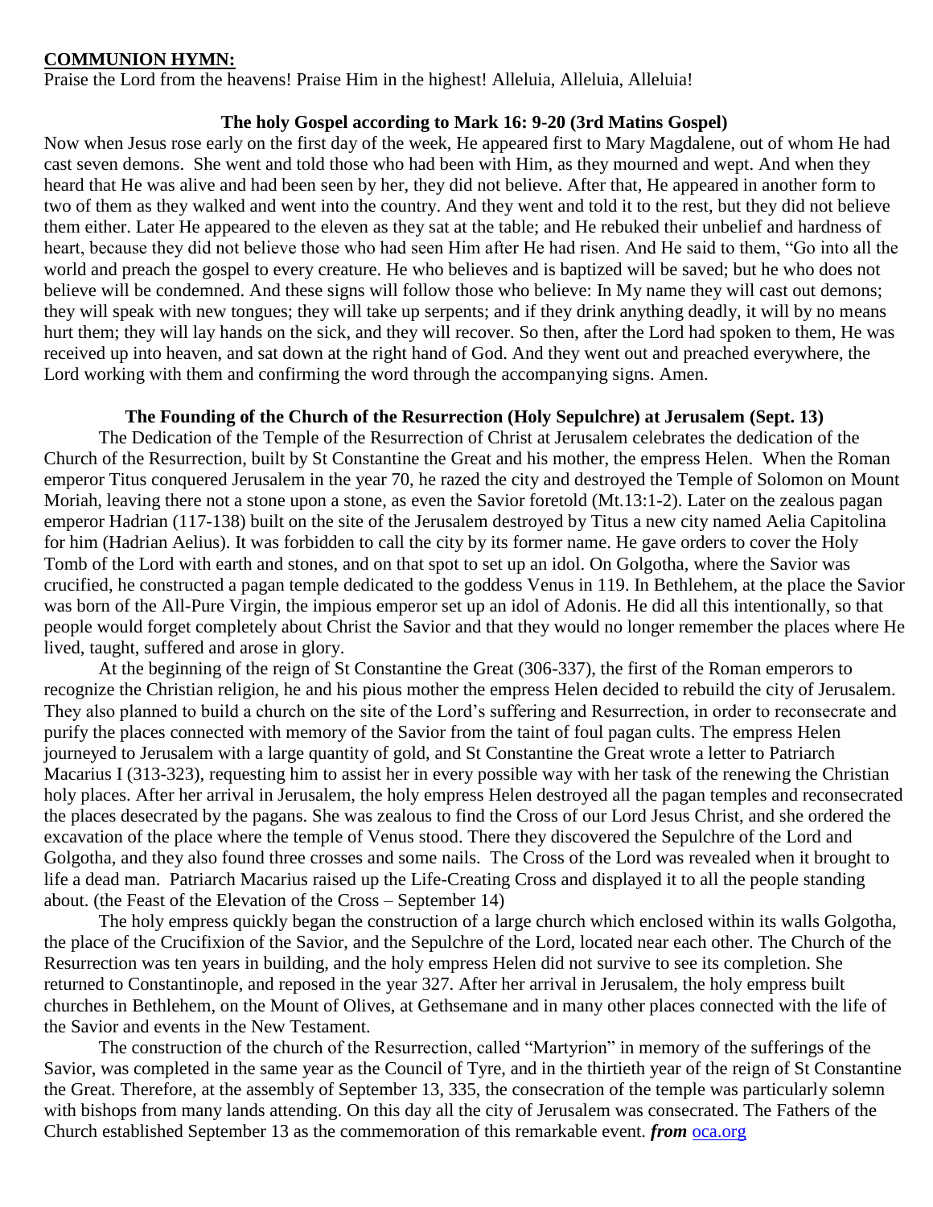**COMMUNION HYMN:**

Praise the Lord from the heavens! Praise Him in the highest! Alleluia, Alleluia, Alleluia!

**The holy Gospel according to Mark 16: 9-20 (3rd Matins Gospel)**

Now when Jesus rose early on the first day of the week, He appeared first to Mary Magdalene, out of whom He had cast seven demons. She went and told those who had been with Him, as they mourned and wept. And when they heard that He was alive and had been seen by her, they did not believe. After that, He appeared in another form to two of them as they walked and went into the country. And they went and told it to the rest, but they did not believe them either. Later He appeared to the eleven as they sat at the table; and He rebuked their unbelief and hardness of heart, because they did not believe those who had seen Him after He had risen. And He said to them, "Go into all the world and preach the gospel to every creature. He who believes and is baptized will be saved; but he who does not believe will be condemned. And these signs will follow those who believe: In My name they will cast out demons; they will speak with new tongues; they will take up serpents; and if they drink anything deadly, it will by no means hurt them; they will lay hands on the sick, and they will recover. So then, after the Lord had spoken to them, He was received up into heaven, and sat down at the right hand of God. And they went out and preached everywhere, the Lord working with them and confirming the word through the accompanying signs. Amen.

**The Founding of the Church of the Resurrection (Holy Sepulchre) at Jerusalem (Sept. 13)**

The Dedication of the Temple of the Resurrection of Christ at Jerusalem celebrates the dedication of the Church of the Resurrection, built by St Constantine the Great and his mother, the empress Helen. When the Roman emperor Titus conquered Jerusalem in the year 70, he razed the city and destroyed the Temple of Solomon on Mount Moriah, leaving there not a stone upon a stone, as even the Savior foretold (Mt.13:1-2). Later on the zealous pagan emperor Hadrian (117-138) built on the site of the Jerusalem destroyed by Titus a new city named Aelia Capitolina for him (Hadrian Aelius). It was forbidden to call the city by its former name. He gave orders to cover the Holy Tomb of the Lord with earth and stones, and on that spot to set up an idol. On Golgotha, where the Savior was crucified, he constructed a pagan temple dedicated to the goddess Venus in 119. In Bethlehem, at the place the Savior was born of the All-Pure Virgin, the impious emperor set up an idol of Adonis. He did all this intentionally, so that people would forget completely about Christ the Savior and that they would no longer remember the places where He lived, taught, suffered and arose in glory.

At the beginning of the reign of St Constantine the Great (306-337), the first of the Roman emperors to recognize the Christian religion, he and his pious mother the empress Helen decided to rebuild the city of Jerusalem. They also planned to build a church on the site of the Lord's suffering and Resurrection, in order to reconsecrate and purify the places connected with memory of the Savior from the taint of foul pagan cults. The empress Helen journeyed to Jerusalem with a large quantity of gold, and St Constantine the Great wrote a letter to Patriarch Macarius I (313-323), requesting him to assist her in every possible way with her task of the renewing the Christian holy places. After her arrival in Jerusalem, the holy empress Helen destroyed all the pagan temples and reconsecrated the places desecrated by the pagans. She was zealous to find the Cross of our Lord Jesus Christ, and she ordered the excavation of the place where the temple of Venus stood. There they discovered the Sepulchre of the Lord and Golgotha, and they also found three crosses and some nails. The Cross of the Lord was revealed when it brought to life a dead man. Patriarch Macarius raised up the Life-Creating Cross and displayed it to all the people standing about. (the Feast of the Elevation of the Cross – September 14)

The holy empress quickly began the construction of a large church which enclosed within its walls Golgotha, the place of the Crucifixion of the Savior, and the Sepulchre of the Lord, located near each other. The Church of the Resurrection was ten years in building, and the holy empress Helen did not survive to see its completion. She returned to Constantinople, and reposed in the year 327. After her arrival in Jerusalem, the holy empress built churches in Bethlehem, on the Mount of Olives, at Gethsemane and in many other places connected with the life of the Savior and events in the New Testament.

The construction of the church of the Resurrection, called "Martyrion" in memory of the sufferings of the Savior, was completed in the same year as the Council of Tyre, and in the thirtieth year of the reign of St Constantine the Great. Therefore, at the assembly of September 13, 335, the consecration of the temple was particularly solemn with bishops from many lands attending. On this day all the city of Jerusalem was consecrated. The Fathers of the Church established September 13 as the commemoration of this remarkable event. ***from*** oca.org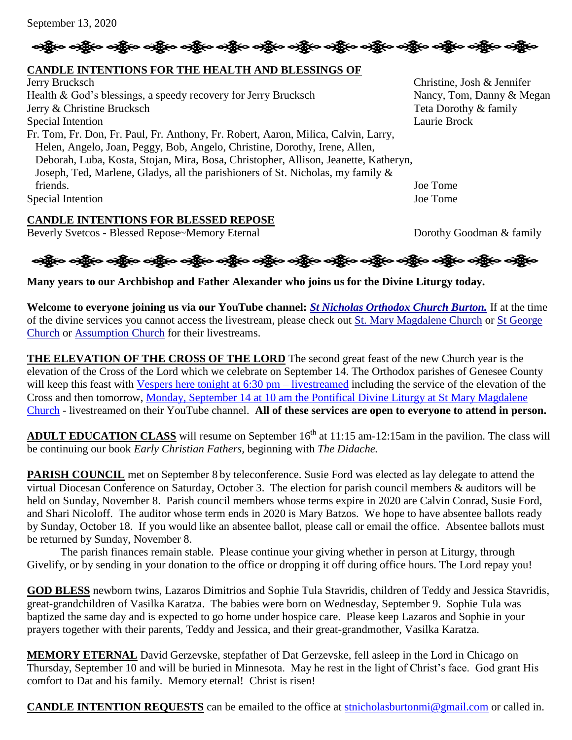September 13, 2020

**CANDLE INTENTIONS FOR THE HEALTH AND BLESSINGS OF**

| | |
|---|---|
| Jerry Brucksch | Christine, Josh & Jennifer |
| Health & God's blessings, a speedy recovery for Jerry Brucksch | Nancy, Tom, Danny & Megan |
| Jerry & Christine Brucksch | Teta Dorothy & family |
| Special Intention | Laurie Brock |
| Fr. Tom, Fr. Don, Fr. Paul, Fr. Anthony, Fr. Robert, Aaron, Milica, Calvin, Larry, Helen, Angelo, Joan, Peggy, Bob, Angelo, Christine, Dorothy, Irene, Allen, Deborah, Luba, Kosta, Stojan, Mira, Bosa, Christopher, Allison, Jeanette, Katheryn, Joseph, Ted, Marlene, Gladys, all the parishioners of St. Nicholas, my family & friends. | Joe Tome |
| Special Intention | Joe Tome |

**CANDLE INTENTIONS FOR BLESSED REPOSE**

| | |
|---|---|
| Beverly Svetcos - Blessed Repose~Memory Eternal | Dorothy Goodman & family |

**Many years to our Archbishop and Father Alexander who joins us for the Divine Liturgy today.**

**Welcome to everyone joining us via our YouTube channel:** ***St Nicholas Orthodox Church Burton.*** If at the time of the divine services you cannot access the livestream, please check out St. Mary Magdalene Church or St George Church or Assumption Church for their livestreams.

**THE ELEVATION OF THE CROSS OF THE LORD** The second great feast of the new Church year is the elevation of the Cross of the Lord which we celebrate on September 14. The Orthodox parishes of Genesee County will keep this feast with Vespers here tonight at 6:30 pm – livestreamed including the service of the elevation of the Cross and then tomorrow, Monday, September 14 at 10 am the Pontifical Divine Liturgy at St Mary Magdalene Church - livestreamed on their YouTube channel. **All of these services are open to everyone to attend in person.**

**ADULT EDUCATION CLASS** will resume on September 16th at 11:15 am-12:15am in the pavilion. The class will be continuing our book *Early Christian Fathers,* beginning with *The Didache.*

**PARISH COUNCIL** met on September 8 by teleconference. Susie Ford was elected as lay delegate to attend the virtual Diocesan Conference on Saturday, October 3. The election for parish council members & auditors will be held on Sunday, November 8. Parish council members whose terms expire in 2020 are Calvin Conrad, Susie Ford, and Shari Nicoloff. The auditor whose term ends in 2020 is Mary Batzos. We hope to have absentee ballots ready by Sunday, October 18. If you would like an absentee ballot, please call or email the office. Absentee ballots must be returned by Sunday, November 8.

The parish finances remain stable. Please continue your giving whether in person at Liturgy, through Givelify, or by sending in your donation to the office or dropping it off during office hours. The Lord repay you!

**GOD BLESS** newborn twins, Lazaros Dimitrios and Sophie Tula Stavridis, children of Teddy and Jessica Stavridis, great-grandchildren of Vasilka Karatza. The babies were born on Wednesday, September 9. Sophie Tula was baptized the same day and is expected to go home under hospice care. Please keep Lazaros and Sophie in your prayers together with their parents, Teddy and Jessica, and their great-grandmother, Vasilka Karatza.

**MEMORY ETERNAL** David Gerzevske, stepfather of Dat Gerzevske, fell asleep in the Lord in Chicago on Thursday, September 10 and will be buried in Minnesota. May he rest in the light of Christ's face. God grant His comfort to Dat and his family. Memory eternal! Christ is risen!

**CANDLE INTENTION REQUESTS** can be emailed to the office at stnicholasburtonmi@gmail.com or called in.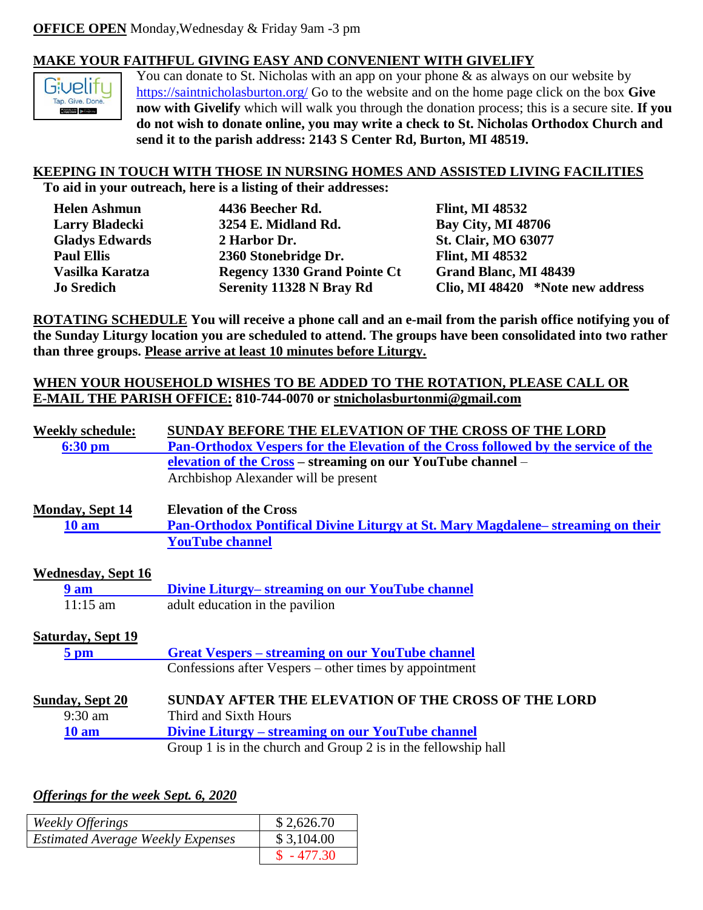**OFFICE OPEN** Monday,Wednesday & Friday 9am -3 pm

**MAKE YOUR FAITHFUL GIVING EASY AND CONVENIENT WITH GIVELIFY**

You can donate to St. Nicholas with an app on your phone & as always on our website by https://saintnicholasburton.org/ Go to the website and on the home page click on the box **Give now with Givelify** which will walk you through the donation process; this is a secure site. **If you do not wish to donate online, you may write a check to St. Nicholas Orthodox Church and send it to the parish address: 2143 S Center Rd, Burton, MI 48519.**

**KEEPING IN TOUCH WITH THOSE IN NURSING HOMES AND ASSISTED LIVING FACILITIES**

**To aid in your outreach, here is a listing of their addresses:**

| | | |
|---|---|---|
| **Helen Ashmun** | **4436 Beecher Rd.** | **Flint, MI 48532** |
| **Larry Bladecki** | **3254 E. Midland Rd.** | **Bay City, MI 48706** |
| **Gladys Edwards** | **2 Harbor Dr.** | **St. Clair, MO 63077** |
| **Paul Ellis** | **2360 Stonebridge Dr.** | **Flint, MI 48532** |
| **Vasilka Karatza** | **Regency 1330 Grand Pointe Ct** | **Grand Blanc, MI 48439** |
| **Jo Sredich** | **Serenity 11328 N Bray Rd** | **Clio, MI 48420 \*Note new address** |

**ROTATING SCHEDULE You will receive a phone call and an e-mail from the parish office notifying you of the Sunday Liturgy location you are scheduled to attend. The groups have been consolidated into two rather than three groups. Please arrive at least 10 minutes before Liturgy.**

**WHEN YOUR HOUSEHOLD WISHES TO BE ADDED TO THE ROTATION, PLEASE CALL OR E-MAIL THE PARISH OFFICE: 810-744-0070 or stnicholasburtonmi@gmail.com**

**Weekly schedule:** **SUNDAY BEFORE THE ELEVATION OF THE CROSS OF THE LORD**

**6:30 pm** **Pan-Orthodox Vespers for the Elevation of the Cross followed by the service of the elevation of the Cross – streaming on our YouTube channel** – Archbishop Alexander will be present

**Monday, Sept 14** **Elevation of the Cross**

**10 am** **Pan-Orthodox Pontifical Divine Liturgy at St. Mary Magdalene– streaming on their YouTube channel**

**Wednesday, Sept 16**

**9 am** **Divine Liturgy– streaming on our YouTube channel**

11:15 am adult education in the pavilion

**Saturday, Sept 19**

**5 pm** **Great Vespers – streaming on our YouTube channel**

Confessions after Vespers – other times by appointment

**Sunday, Sept 20** **SUNDAY AFTER THE ELEVATION OF THE CROSS OF THE LORD**

9:30 am Third and Sixth Hours

**10 am** **Divine Liturgy – streaming on our YouTube channel**

Group 1 is in the church and Group 2 is in the fellowship hall

***Offerings for the week Sept. 6, 2020***

| | |
|---|---|
| *Weekly Offerings* | $ 2,626.70 |
| *Estimated Average Weekly Expenses* | $ 3,104.00 |
| | $ - 477.30 |